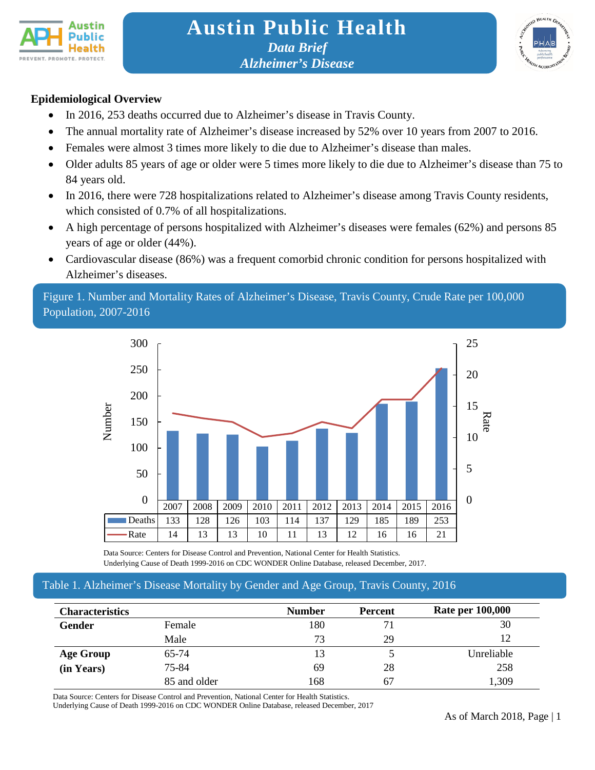# Austin Public Health

*Data Brief*

*Alzheimer's Disease*

**Epidemiological Overview**

- In 2016, 253 deaths occurred due to Alzheimer's disease in Travis County.
- The annual mortality rate of Alzheimer's disease increased by 52% over 10 years from 2007 to 2016.
- Females were almost 3 times more likely to die due to Alzheimer's disease than males.
- Older adults 85 years of age or older were 5 times more likely to die due to Alzheimer's disease than 75 to 84 years old.
- In 2016, there were 728 hospitalizations related to Alzheimer's disease among Travis County residents, which consisted of 0.7% of all hospitalizations.
- A high percentage of persons hospitalized with Alzheimer's diseases were females (62%) and persons 85 years of age or older (44%).
- Cardiovascular disease (86%) was a frequent comorbid chronic condition for persons hospitalized with Alzheimer's diseases.

## Figure 1. Number and Mortality Rates of Alzheimer's Disease, Travis County, Crude Rate per 100,000 Population, 2007-2016

| | 2007 | 2008 | 2009 | 2010 | 2011 | 2012 | 2013 | 2014 | 2015 | 2016 |
|---|---|---|---|---|---|---|---|---|---|---|
| Deaths | 133 | 128 | 126 | 103 | 114 | 137 | 129 | 185 | 189 | 253 |
| Rate | 14 | 13 | 13 | 10 | 11 | 13 | 12 | 16 | 16 | 21 |

Data Source: Centers for Disease Control and Prevention, National Center for Health Statistics.
Underlying Cause of Death 1999-2016 on CDC WONDER Online Database, released December, 2017.

## Table 1. Alzheimer's Disease Mortality by Gender and Age Group, Travis County, 2016

| Characteristics | | Number | Percent | Rate per 100,000 |
|---|---|---|---|---|
| **Gender** | Female | 180 | 71 | 30 |
| | Male | 73 | 29 | 12 |
| **Age Group (in Years)** | 65-74 | 13 | 5 | Unreliable |
| | 75-84 | 69 | 28 | 258 |
| | 85 and older | 168 | 67 | 1,309 |

Data Source: Centers for Disease Control and Prevention, National Center for Health Statistics.
Underlying Cause of Death 1999-2016 on CDC WONDER Online Database, released December, 2017

As of March 2018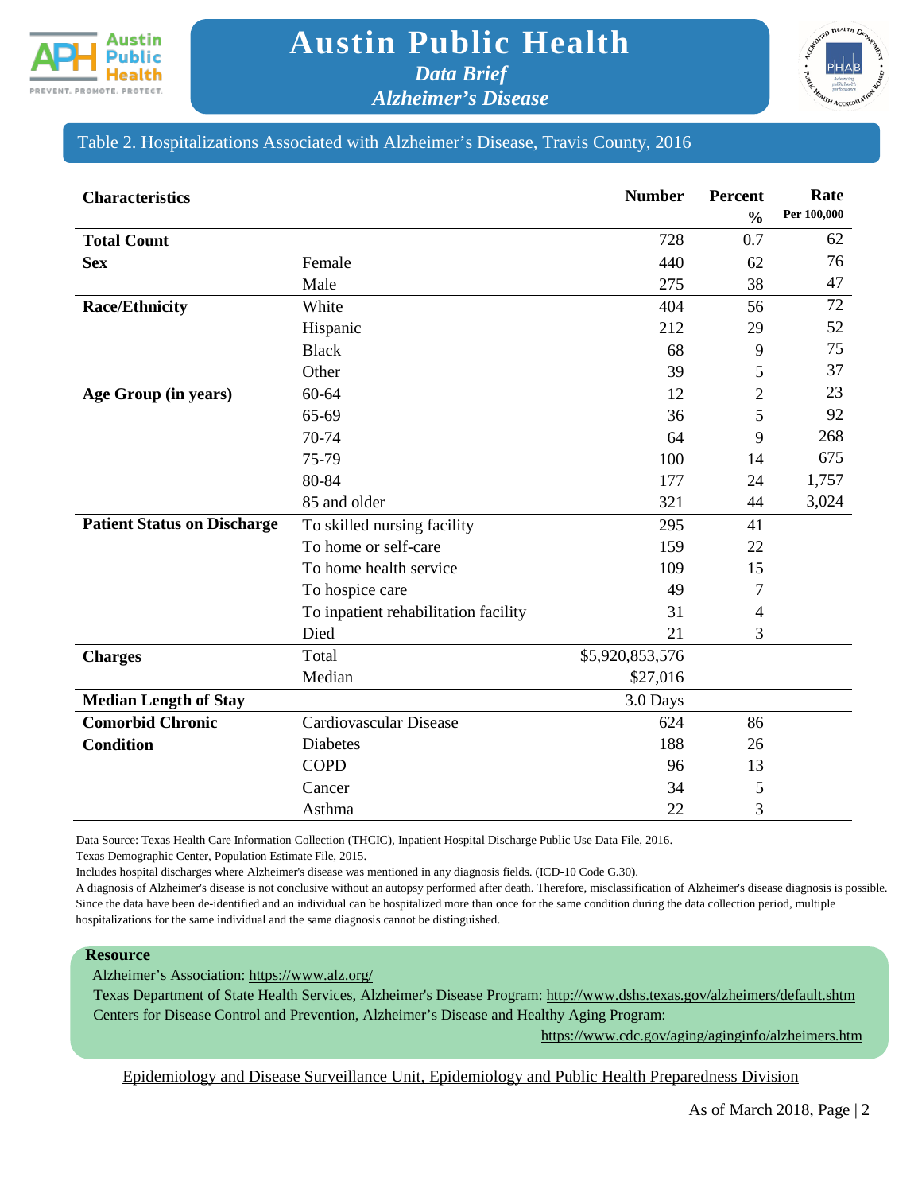Table 2. Hospitalizations Associated with Alzheimer's Disease, Travis County, 2016

| Characteristics | | Number | Percent % | Rate Per 100,000 |
|---|---|---|---|---|
| **Total Count** | | 728 | 0.7 | 62 |
| **Sex** | Female | 440 | 62 | 76 |
| | Male | 275 | 38 | 47 |
| **Race/Ethnicity** | White | 404 | 56 | 72 |
| | Hispanic | 212 | 29 | 52 |
| | Black | 68 | 9 | 75 |
| | Other | 39 | 5 | 37 |
| **Age Group (in years)** | 60-64 | 12 | 2 | 23 |
| | 65-69 | 36 | 5 | 92 |
| | 70-74 | 64 | 9 | 268 |
| | 75-79 | 100 | 14 | 675 |
| | 80-84 | 177 | 24 | 1,757 |
| | 85 and older | 321 | 44 | 3,024 |
| **Patient Status on Discharge** | To skilled nursing facility | 295 | 41 | |
| | To home or self-care | 159 | 22 | |
| | To home health service | 109 | 15 | |
| | To hospice care | 49 | 7 | |
| | To inpatient rehabilitation facility | 31 | 4 | |
| | Died | 21 | 3 | |
| **Charges** | Total | $5,920,853,576 | | |
| | Median | $27,016 | | |
| **Median Length of Stay** | | 3.0 Days | | |
| **Comorbid Chronic Condition** | Cardiovascular Disease | 624 | 86 | |
| | Diabetes | 188 | 26 | |
| | COPD | 96 | 13 | |
| | Cancer | 34 | 5 | |
| | Asthma | 22 | 3 | |

Data Source: Texas Health Care Information Collection (THCIC), Inpatient Hospital Discharge Public Use Data File, 2016.

Texas Demographic Center, Population Estimate File, 2015.

Includes hospital discharges where Alzheimer's disease was mentioned in any diagnosis fields. (ICD-10 Code G.30).

A diagnosis of Alzheimer's disease is not conclusive without an autopsy performed after death. Therefore, misclassification of Alzheimer's disease diagnosis is possible. Since the data have been de-identified and an individual can be hospitalized more than once for the same condition during the data collection period, multiple hospitalizations for the same individual and the same diagnosis cannot be distinguished.

**Resource**

Alzheimer's Association: https://www.alz.org/

Texas Department of State Health Services, Alzheimer's Disease Program: http://www.dshs.texas.gov/alzheimers/default.shtm

Centers for Disease Control and Prevention, Alzheimer's Disease and Healthy Aging Program: https://www.cdc.gov/aging/aginginfo/alzheimers.htm

Epidemiology and Disease Surveillance Unit, Epidemiology and Public Health Preparedness Division